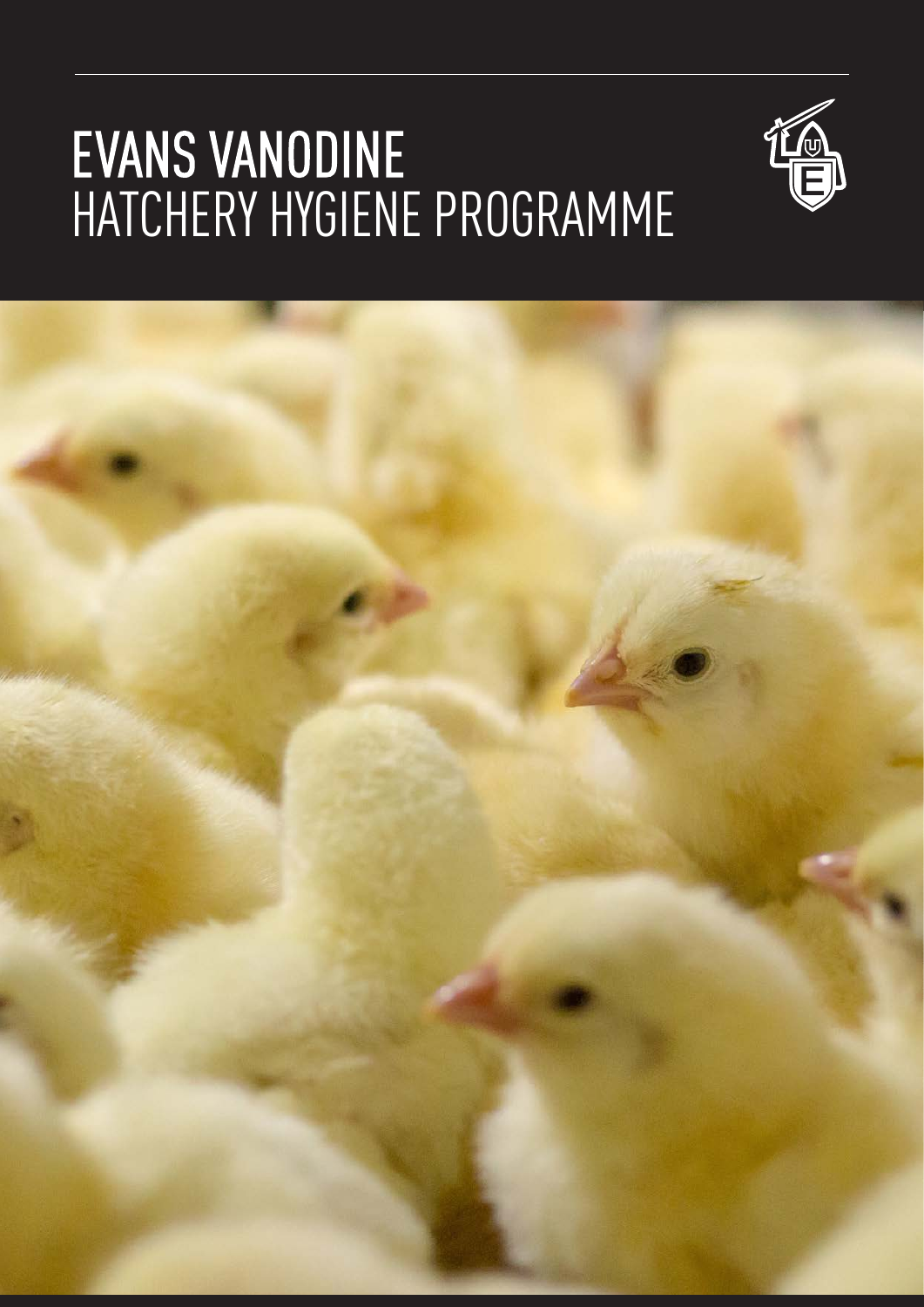# EVANS VANODINE
## HATCHERY HYGIENE PROGRAMME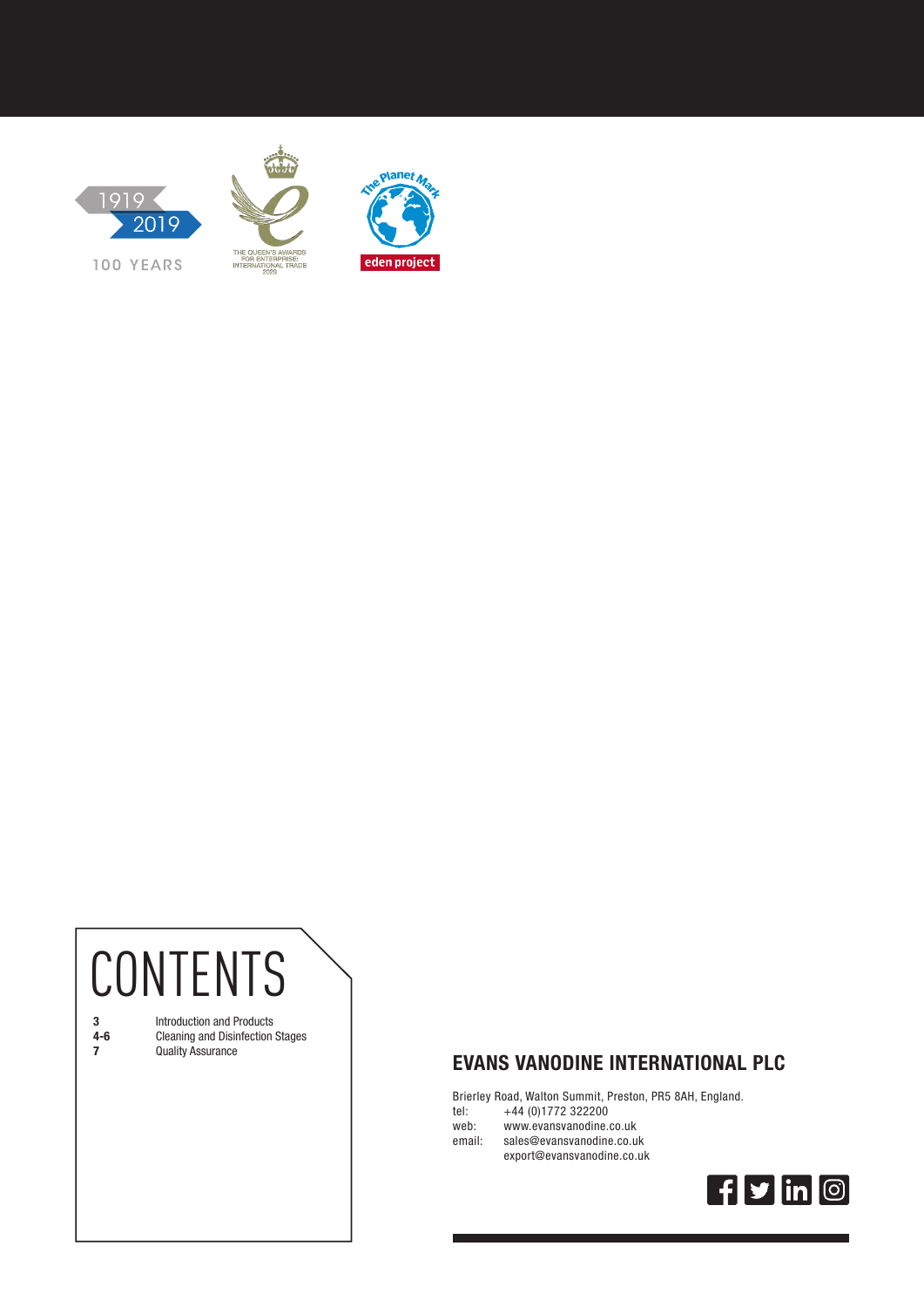1919
2019

100 YEARS

THE QUEEN'S AWARDS FOR ENTERPRISE: INTERNATIONAL TRADE 2020

The Planet Mark

eden project

# CONTENTS

| | |
|---|---|
| **3** | Introduction and Products |
| **4-6** | Cleaning and Disinfection Stages |
| **7** | Quality Assurance |

## EVANS VANODINE INTERNATIONAL PLC

Brierley Road, Walton Summit, Preston, PR5 8AH, England.
tel: +44 (0)1772 322200
web: www.evansvanodine.co.uk
email: sales@evansvanodine.co.uk
export@evansvanodine.co.uk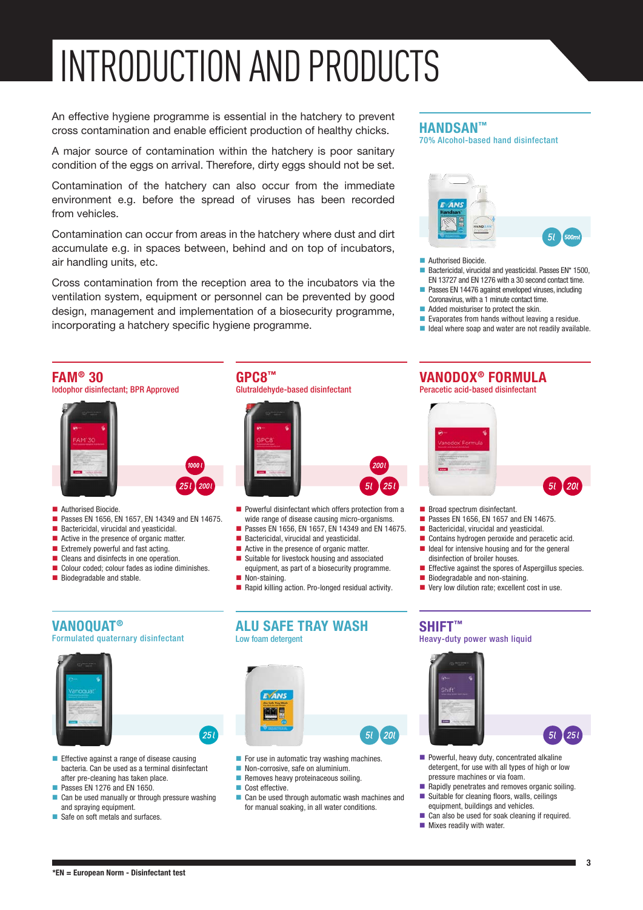# INTRODUCTION AND PRODUCTS

An effective hygiene programme is essential in the hatchery to prevent cross contamination and enable efficient production of healthy chicks.

A major source of contamination within the hatchery is poor sanitary condition of the eggs on arrival. Therefore, dirty eggs should not be set.

Contamination of the hatchery can also occur from the immediate environment e.g. before the spread of viruses has been recorded from vehicles.

Contamination can occur from areas in the hatchery where dust and dirt accumulate e.g. in spaces between, behind and on top of incubators, air handling units, etc.

Cross contamination from the reception area to the incubators via the ventilation system, equipment or personnel can be prevented by good design, management and implementation of a biosecurity programme, incorporating a hatchery specific hygiene programme.

## HANDSAN™

70% Alcohol-based hand disinfectant

5l 500ml

- Authorised Biocide.
- Bactericidal, virucidal and yeasticidal. Passes EN* 1500, EN 13727 and EN 1276 with a 30 second contact time.
- Passes EN 14476 against enveloped viruses, including Coronavirus, with a 1 minute contact time.
- Added moisturiser to protect the skin.
- Evaporates from hands without leaving a residue.
- Ideal where soap and water are not readily available.

## FAM® 30

Iodophor disinfectant; BPR Approved

1000l 25l 200l

- Authorised Biocide.
- Passes EN 1656, EN 1657, EN 14349 and EN 14675.
- Bactericidal, virucidal and yeasticidal.
- Active in the presence of organic matter.
- Extremely powerful and fast acting.
- Cleans and disinfects in one operation.
- Colour coded; colour fades as iodine diminishes.
- Biodegradable and stable.

## GPC8™

Glutraldehyde-based disinfectant

200l 5l 25l

- Powerful disinfectant which offers protection from a wide range of disease causing micro-organisms.
- Passes EN 1656, EN 1657, EN 14349 and EN 14675.
- Bactericidal, virucidal and yeasticidal.
- Active in the presence of organic matter.
- Suitable for livestock housing and associated equipment, as part of a biosecurity programme.
- Non-staining.
- Rapid killing action. Pro-longed residual activity.

## VANODOX® FORMULA

Peracetic acid-based disinfectant

5l 20l

- Broad spectrum disinfectant.
- Passes EN 1656, EN 1657 and EN 14675.
- Bactericidal, virucidal and yeasticidal.
- Contains hydrogen peroxide and peracetic acid.
- Ideal for intensive housing and for the general disinfection of broiler houses.
- Effective against the spores of Aspergillus species.
- Biodegradable and non-staining.
- Very low dilution rate; excellent cost in use.

## VANOQUAT®

Formulated quaternary disinfectant

25l

- Effective against a range of disease causing bacteria. Can be used as a terminal disinfectant after pre-cleaning has taken place.
- Passes EN 1276 and EN 1650.
- Can be used manually or through pressure washing and spraying equipment.
- Safe on soft metals and surfaces.

## ALU SAFE TRAY WASH

Low foam detergent

5l 20l

- For use in automatic tray washing machines.
- Non-corrosive, safe on aluminium.
- Removes heavy proteinaceous soiling.
- Cost effective.
- Can be used through automatic wash machines and for manual soaking, in all water conditions.

## SHIFT™

Heavy-duty power wash liquid

5l 25l

- Powerful, heavy duty, concentrated alkaline detergent, for use with all types of high or low pressure machines or via foam.
- Rapidly penetrates and removes organic soiling.
- Suitable for cleaning floors, walls, ceilings equipment, buildings and vehicles.
- Can also be used for soak cleaning if required.
- Mixes readily with water.

**\*EN = European Norm - Disinfectant test**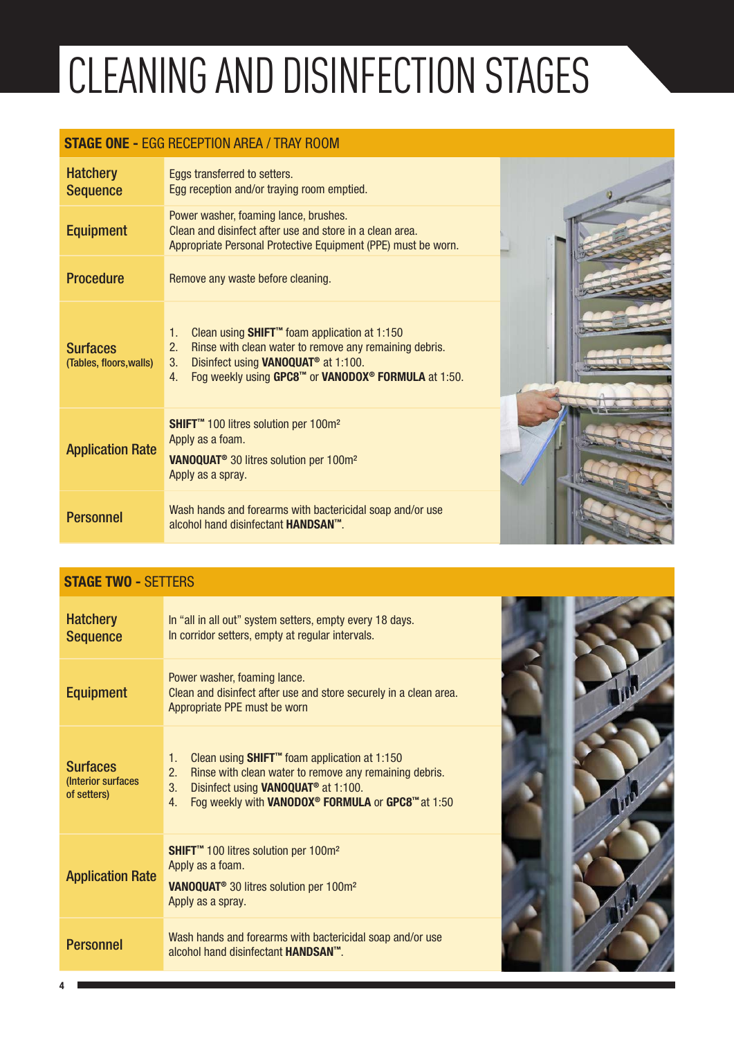# CLEANING AND DISINFECTION STAGES

## STAGE ONE - EGG RECEPTION AREA / TRAY ROOM

| | |
|---|---|
| **Hatchery Sequence** | Eggs transferred to setters.<br>Egg reception and/or traying room emptied. |
| **Equipment** | Power washer, foaming lance, brushes.<br>Clean and disinfect after use and store in a clean area.<br>Appropriate Personal Protective Equipment (PPE) must be worn. |
| **Procedure** | Remove any waste before cleaning. |
| **Surfaces** (Tables, floors,walls) | 1. Clean using **SHIFT™** foam application at 1:150<br>2. Rinse with clean water to remove any remaining debris.<br>3. Disinfect using **VANOQUAT®** at 1:100.<br>4. Fog weekly using **GPC8™** or **VANODOX® FORMULA** at 1:50. |
| **Application Rate** | **SHIFT™** 100 litres solution per 100m²<br>Apply as a foam.<br>**VANOQUAT®** 30 litres solution per 100m²<br>Apply as a spray. |
| **Personnel** | Wash hands and forearms with bactericidal soap and/or use alcohol hand disinfectant **HANDSAN™**. |

## STAGE TWO - SETTERS

| | |
|---|---|
| **Hatchery Sequence** | In "all in all out" system setters, empty every 18 days.<br>In corridor setters, empty at regular intervals. |
| **Equipment** | Power washer, foaming lance.<br>Clean and disinfect after use and store securely in a clean area.<br>Appropriate PPE must be worn |
| **Surfaces** (Interior surfaces of setters) | 1. Clean using **SHIFT™** foam application at 1:150<br>2. Rinse with clean water to remove any remaining debris.<br>3. Disinfect using **VANOQUAT®** at 1:100.<br>4. Fog weekly with **VANODOX® FORMULA** or **GPC8™** at 1:50 |
| **Application Rate** | **SHIFT™** 100 litres solution per 100m²<br>Apply as a foam.<br>**VANOQUAT®** 30 litres solution per 100m²<br>Apply as a spray. |
| **Personnel** | Wash hands and forearms with bactericidal soap and/or use alcohol hand disinfectant **HANDSAN™**. |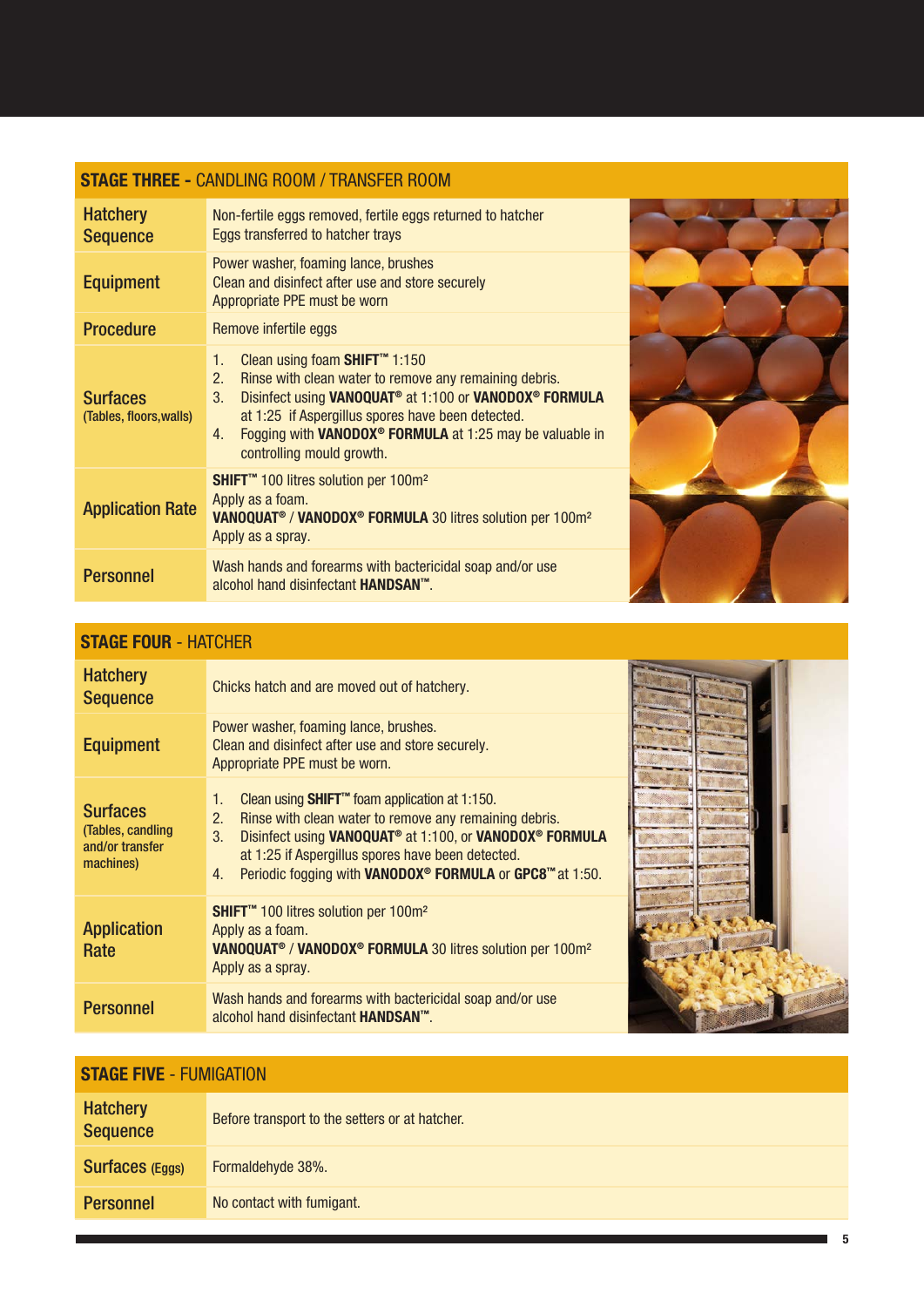## STAGE THREE - CANDLING ROOM / TRANSFER ROOM

| | |
|---|---|
| **Hatchery Sequence** | Non-fertile eggs removed, fertile eggs returned to hatcher<br>Eggs transferred to hatcher trays |
| **Equipment** | Power washer, foaming lance, brushes<br>Clean and disinfect after use and store securely<br>Appropriate PPE must be worn |
| **Procedure** | Remove infertile eggs |
| **Surfaces** (Tables, floors,walls) | 1. Clean using foam **SHIFT™** 1:150<br>2. Rinse with clean water to remove any remaining debris.<br>3. Disinfect using **VANOQUAT®** at 1:100 or **VANODOX® FORMULA** at 1:25 if Aspergillus spores have been detected.<br>4. Fogging with **VANODOX® FORMULA** at 1:25 may be valuable in controlling mould growth. |
| **Application Rate** | **SHIFT™** 100 litres solution per 100m²<br>Apply as a foam.<br>**VANOQUAT®** / **VANODOX® FORMULA** 30 litres solution per 100m²<br>Apply as a spray. |
| **Personnel** | Wash hands and forearms with bactericidal soap and/or use alcohol hand disinfectant **HANDSAN™**. |

## STAGE FOUR - HATCHER

| | |
|---|---|
| **Hatchery Sequence** | Chicks hatch and are moved out of hatchery. |
| **Equipment** | Power washer, foaming lance, brushes.<br>Clean and disinfect after use and store securely.<br>Appropriate PPE must be worn. |
| **Surfaces** (Tables, candling and/or transfer machines) | 1. Clean using **SHIFT™** foam application at 1:150.<br>2. Rinse with clean water to remove any remaining debris.<br>3. Disinfect using **VANOQUAT®** at 1:100, or **VANODOX® FORMULA** at 1:25 if Aspergillus spores have been detected.<br>4. Periodic fogging with **VANODOX® FORMULA** or **GPC8™** at 1:50. |
| **Application Rate** | **SHIFT™** 100 litres solution per 100m²<br>Apply as a foam.<br>**VANOQUAT®** / **VANODOX® FORMULA** 30 litres solution per 100m²<br>Apply as a spray. |
| **Personnel** | Wash hands and forearms with bactericidal soap and/or use alcohol hand disinfectant **HANDSAN™**. |

## STAGE FIVE - FUMIGATION

| | |
|---|---|
| **Hatchery Sequence** | Before transport to the setters or at hatcher. |
| **Surfaces** (Eggs) | Formaldehyde 38%. |
| **Personnel** | No contact with fumigant. |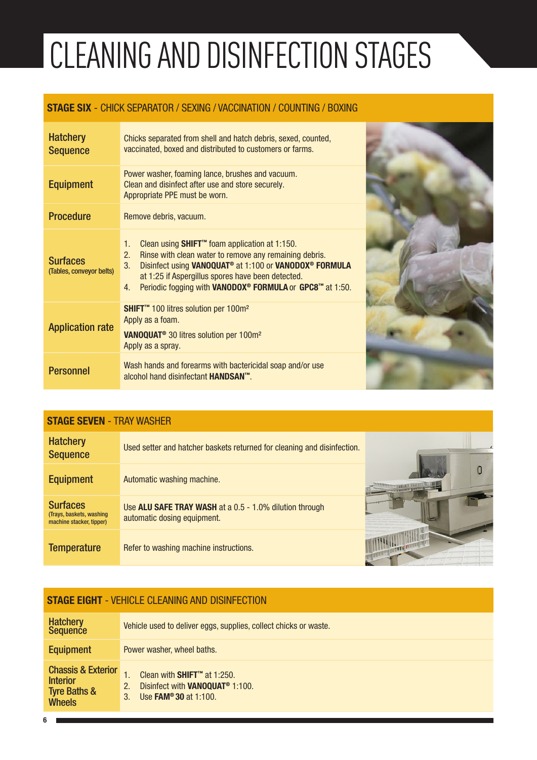# CLEANING AND DISINFECTION STAGES

## STAGE SIX - CHICK SEPARATOR / SEXING / VACCINATION / COUNTING / BOXING

| | |
|---|---|
| Hatchery Sequence | Chicks separated from shell and hatch debris, sexed, counted, vaccinated, boxed and distributed to customers or farms. |
| Equipment | Power washer, foaming lance, brushes and vacuum. Clean and disinfect after use and store securely. Appropriate PPE must be worn. |
| Procedure | Remove debris, vacuum. |
| Surfaces (Tables, conveyor belts) | 1. Clean using **SHIFT™** foam application at 1:150.<br>2. Rinse with clean water to remove any remaining debris.<br>3. Disinfect using **VANOQUAT®** at 1:100 or **VANODOX® FORMULA** at 1:25 if Aspergillus spores have been detected.<br>4. Periodic fogging with **VANODOX® FORMULA** or **GPC8™** at 1:50. |
| Application rate | **SHIFT™** 100 litres solution per 100m²<br>Apply as a foam.<br>**VANOQUAT®** 30 litres solution per 100m²<br>Apply as a spray. |
| Personnel | Wash hands and forearms with bactericidal soap and/or use alcohol hand disinfectant **HANDSAN™**. |

## STAGE SEVEN - TRAY WASHER

| | |
|---|---|
| Hatchery Sequence | Used setter and hatcher baskets returned for cleaning and disinfection. |
| Equipment | Automatic washing machine. |
| Surfaces (Trays, baskets, washing machine stacker, tipper) | Use **ALU SAFE TRAY WASH** at a 0.5 - 1.0% dilution through automatic dosing equipment. |
| Temperature | Refer to washing machine instructions. |

## STAGE EIGHT - VEHICLE CLEANING AND DISINFECTION

| | |
|---|---|
| Hatchery Sequence | Vehicle used to deliver eggs, supplies, collect chicks or waste. |
| Equipment | Power washer, wheel baths. |
| Chassis & Exterior Interior Tyre Baths & Wheels | 1. Clean with **SHIFT™** at 1:250.<br>2. Disinfect with **VANOQUAT®** 1:100.<br>3. Use **FAM® 30** at 1:100. |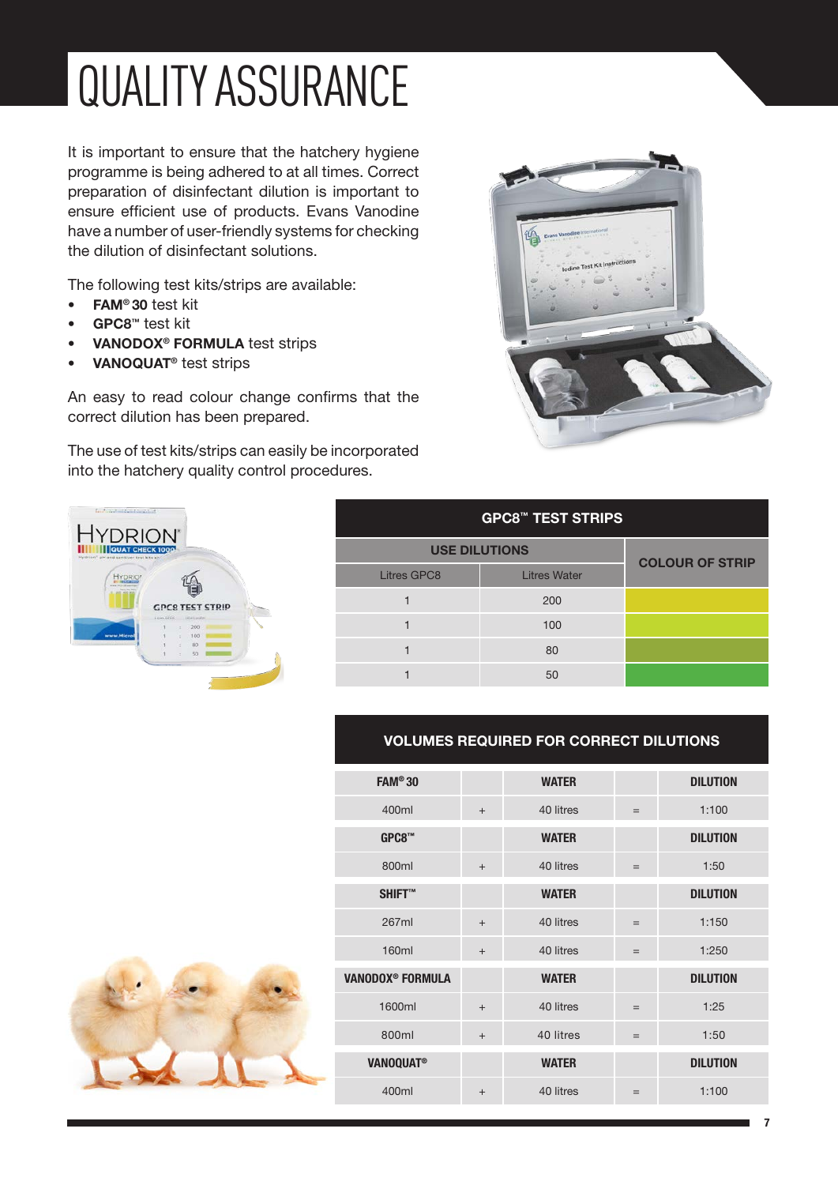# QUALITY ASSURANCE

It is important to ensure that the hatchery hygiene programme is being adhered to at all times. Correct preparation of disinfectant dilution is important to ensure efficient use of products. Evans Vanodine have a number of user-friendly systems for checking the dilution of disinfectant solutions.

The following test kits/strips are available:

- **FAM® 30** test kit
- **GPC8™** test kit
- **VANODOX® FORMULA** test strips
- **VANOQUAT®** test strips

An easy to read colour change confirms that the correct dilution has been prepared.

The use of test kits/strips can easily be incorporated into the hatchery quality control procedures.

| GPC8™ TEST STRIPS | | |
|---|---|---|
| USE DILUTIONS | | COLOUR OF STRIP |
| Litres GPC8 | Litres Water | |
| 1 | 200 | |
| 1 | 100 | |
| 1 | 80 | |
| 1 | 50 | |

| VOLUMES REQUIRED FOR CORRECT DILUTIONS | | | | |
|---|---|---|---|---|
| **FAM® 30** | | **WATER** | | **DILUTION** |
| 400ml | + | 40 litres | = | 1:100 |
| **GPC8™** | | **WATER** | | **DILUTION** |
| 800ml | + | 40 litres | = | 1:50 |
| **SHIFT™** | | **WATER** | | **DILUTION** |
| 267ml | + | 40 litres | = | 1:150 |
| 160ml | + | 40 litres | = | 1:250 |
| **VANODOX® FORMULA** | | **WATER** | | **DILUTION** |
| 1600ml | + | 40 litres | = | 1:25 |
| 800ml | + | 40 litres | = | 1:50 |
| **VANOQUAT®** | | **WATER** | | **DILUTION** |
| 400ml | + | 40 litres | = | 1:100 |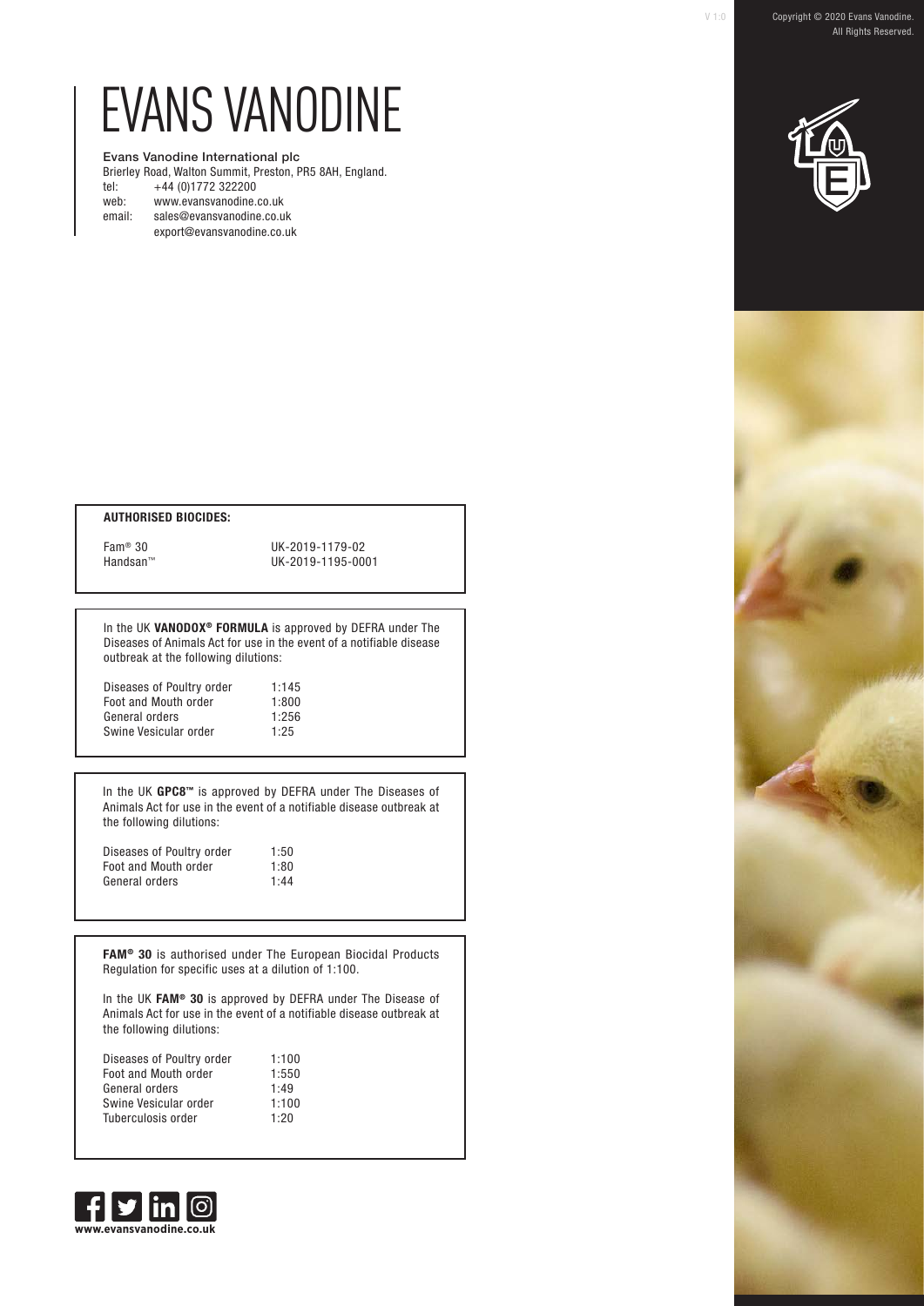# EVANS VANODINE

**Evans Vanodine International plc**
Brierley Road, Walton Summit, Preston, PR5 8AH, England.
tel: +44 (0)1772 322200
web: www.evansvanodine.co.uk
email: sales@evansvanodine.co.uk
export@evansvanodine.co.uk

**AUTHORISED BIOCIDES:**

| | |
|---|---|
| Fam® 30 | UK-2019-1179-02 |
| Handsan™ | UK-2019-1195-0001 |

In the UK **VANODOX® FORMULA** is approved by DEFRA under The Diseases of Animals Act for use in the event of a notifiable disease outbreak at the following dilutions:

| | |
|---|---|
| Diseases of Poultry order | 1:145 |
| Foot and Mouth order | 1:800 |
| General orders | 1:256 |
| Swine Vesicular order | 1:25 |

In the UK **GPC8™** is approved by DEFRA under The Diseases of Animals Act for use in the event of a notifiable disease outbreak at the following dilutions:

| | |
|---|---|
| Diseases of Poultry order | 1:50 |
| Foot and Mouth order | 1:80 |
| General orders | 1:44 |

**FAM® 30** is authorised under The European Biocidal Products Regulation for specific uses at a dilution of 1:100.

In the UK **FAM® 30** is approved by DEFRA under The Disease of Animals Act for use in the event of a notifiable disease outbreak at the following dilutions:

| | |
|---|---|
| Diseases of Poultry order | 1:100 |
| Foot and Mouth order | 1:550 |
| General orders | 1:49 |
| Swine Vesicular order | 1:100 |
| Tuberculosis order | 1:20 |

www.evansvanodine.co.uk

Copyright © 2020 Evans Vanodine. All Rights Reserved.